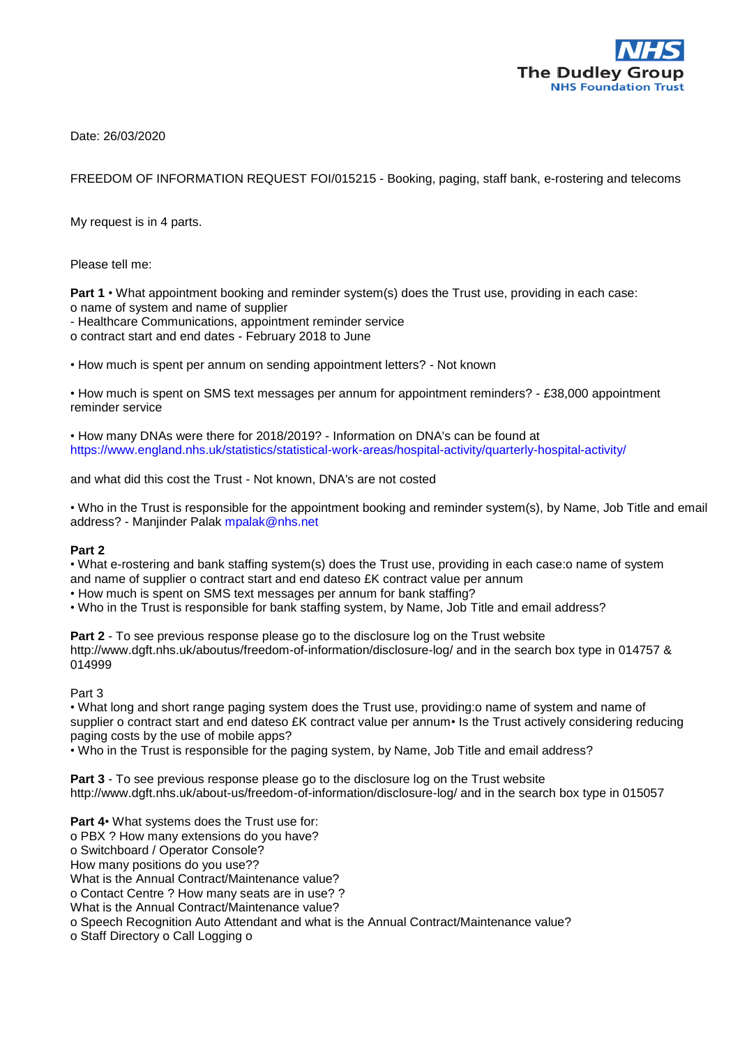NHS
The Dudley Group
NHS Foundation Trust

Date: 26/03/2020

FREEDOM OF INFORMATION REQUEST FOI/015215 - Booking, paging, staff bank, e-rostering and telecoms

My request is in 4 parts.

Please tell me:

**Part 1** • What appointment booking and reminder system(s) does the Trust use, providing in each case:
o name of system and name of supplier
- Healthcare Communications, appointment reminder service
o contract start and end dates - February 2018 to June

• How much is spent per annum on sending appointment letters? - Not known

• How much is spent on SMS text messages per annum for appointment reminders? - £38,000 appointment reminder service

• How many DNAs were there for 2018/2019? - Information on DNA's can be found at https://www.england.nhs.uk/statistics/statistical-work-areas/hospital-activity/quarterly-hospital-activity/

and what did this cost the Trust - Not known, DNA's are not costed

• Who in the Trust is responsible for the appointment booking and reminder system(s), by Name, Job Title and email address? - Manjinder Palak mpalak@nhs.net

**Part 2**
• What e-rostering and bank staffing system(s) does the Trust use, providing in each case:o name of system and name of supplier o contract start and end dateso £K contract value per annum
• How much is spent on SMS text messages per annum for bank staffing?
• Who in the Trust is responsible for bank staffing system, by Name, Job Title and email address?

**Part 2** - To see previous response please go to the disclosure log on the Trust website http://www.dgft.nhs.uk/aboutus/freedom-of-information/disclosure-log/ and in the search box type in 014757 & 014999

Part 3
• What long and short range paging system does the Trust use, providing:o name of system and name of supplier o contract start and end dateso £K contract value per annum• Is the Trust actively considering reducing paging costs by the use of mobile apps?
• Who in the Trust is responsible for the paging system, by Name, Job Title and email address?

**Part 3** - To see previous response please go to the disclosure log on the Trust website http://www.dgft.nhs.uk/about-us/freedom-of-information/disclosure-log/ and in the search box type in 015057

**Part 4**• What systems does the Trust use for:
o PBX ? How many extensions do you have?
o Switchboard / Operator Console?
How many positions do you use??
What is the Annual Contract/Maintenance value?
o Contact Centre ? How many seats are in use? ?
What is the Annual Contract/Maintenance value?
o Speech Recognition Auto Attendant and what is the Annual Contract/Maintenance value?
o Staff Directory o Call Logging o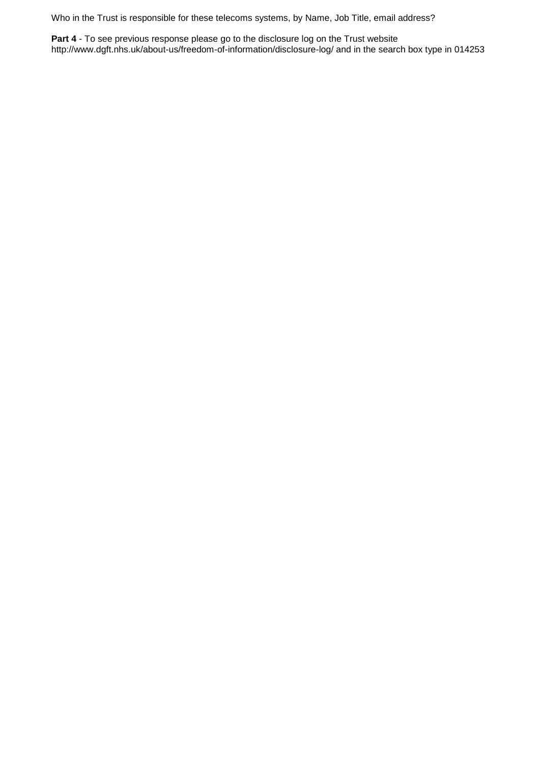Who in the Trust is responsible for these telecoms systems, by Name, Job Title, email address?

**Part 4** - To see previous response please go to the disclosure log on the Trust website http://www.dgft.nhs.uk/about-us/freedom-of-information/disclosure-log/ and in the search box type in 014253